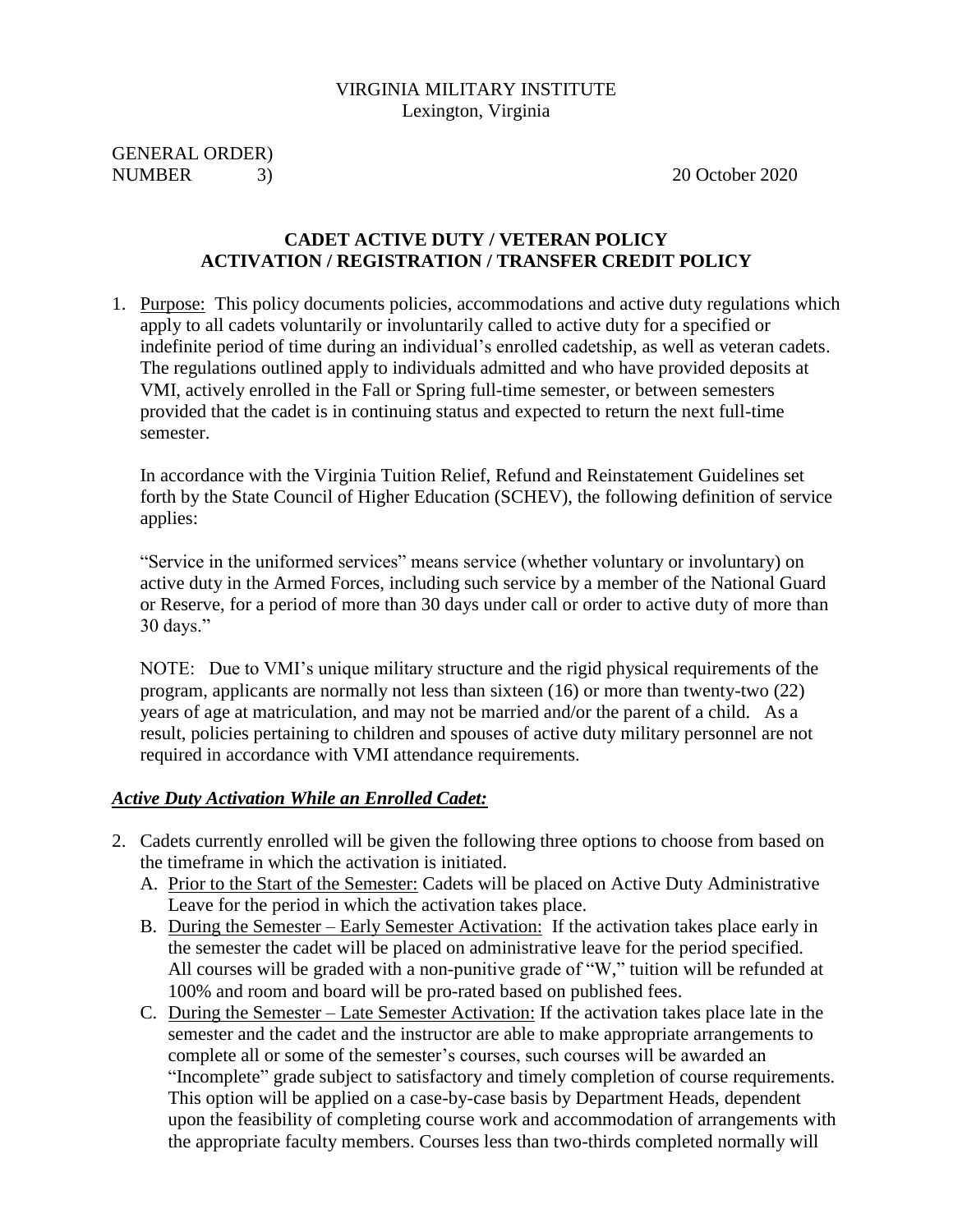VIRGINIA MILITARY INSTITUTE
Lexington, Virginia

GENERAL ORDER)
NUMBER 3) 20 October 2020

**CADET ACTIVE DUTY / VETERAN POLICY**
**ACTIVATION / REGISTRATION / TRANSFER CREDIT POLICY**

1. Purpose: This policy documents policies, accommodations and active duty regulations which apply to all cadets voluntarily or involuntarily called to active duty for a specified or indefinite period of time during an individual's enrolled cadetship, as well as veteran cadets. The regulations outlined apply to individuals admitted and who have provided deposits at VMI, actively enrolled in the Fall or Spring full-time semester, or between semesters provided that the cadet is in continuing status and expected to return the next full-time semester.

   In accordance with the Virginia Tuition Relief, Refund and Reinstatement Guidelines set forth by the State Council of Higher Education (SCHEV), the following definition of service applies:

   "Service in the uniformed services" means service (whether voluntary or involuntary) on active duty in the Armed Forces, including such service by a member of the National Guard or Reserve, for a period of more than 30 days under call or order to active duty of more than 30 days."

   NOTE: Due to VMI's unique military structure and the rigid physical requirements of the program, applicants are normally not less than sixteen (16) or more than twenty-two (22) years of age at matriculation, and may not be married and/or the parent of a child. As a result, policies pertaining to children and spouses of active duty military personnel are not required in accordance with VMI attendance requirements.

***Active Duty Activation While an Enrolled Cadet:***

2. Cadets currently enrolled will be given the following three options to choose from based on the timeframe in which the activation is initiated.
   A. Prior to the Start of the Semester: Cadets will be placed on Active Duty Administrative Leave for the period in which the activation takes place.
   B. During the Semester – Early Semester Activation: If the activation takes place early in the semester the cadet will be placed on administrative leave for the period specified. All courses will be graded with a non-punitive grade of "W," tuition will be refunded at 100% and room and board will be pro-rated based on published fees.
   C. During the Semester – Late Semester Activation: If the activation takes place late in the semester and the cadet and the instructor are able to make appropriate arrangements to complete all or some of the semester's courses, such courses will be awarded an "Incomplete" grade subject to satisfactory and timely completion of course requirements. This option will be applied on a case-by-case basis by Department Heads, dependent upon the feasibility of completing course work and accommodation of arrangements with the appropriate faculty members. Courses less than two-thirds completed normally will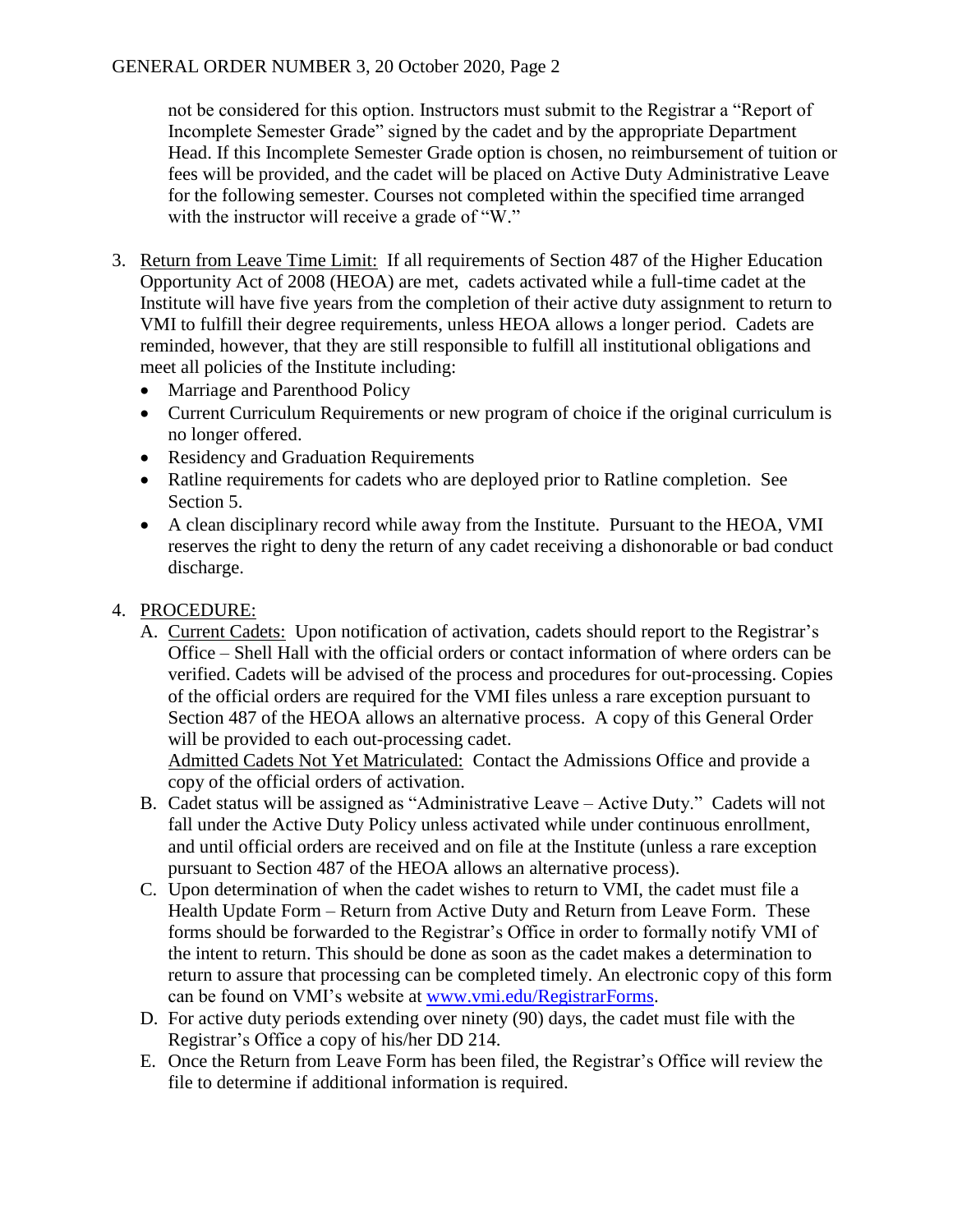not be considered for this option. Instructors must submit to the Registrar a "Report of Incomplete Semester Grade" signed by the cadet and by the appropriate Department Head. If this Incomplete Semester Grade option is chosen, no reimbursement of tuition or fees will be provided, and the cadet will be placed on Active Duty Administrative Leave for the following semester. Courses not completed within the specified time arranged with the instructor will receive a grade of "W."

3. Return from Leave Time Limit: If all requirements of Section 487 of the Higher Education Opportunity Act of 2008 (HEOA) are met, cadets activated while a full-time cadet at the Institute will have five years from the completion of their active duty assignment to return to VMI to fulfill their degree requirements, unless HEOA allows a longer period. Cadets are reminded, however, that they are still responsible to fulfill all institutional obligations and meet all policies of the Institute including:
   - Marriage and Parenthood Policy
   - Current Curriculum Requirements or new program of choice if the original curriculum is no longer offered.
   - Residency and Graduation Requirements
   - Ratline requirements for cadets who are deployed prior to Ratline completion. See Section 5.
   - A clean disciplinary record while away from the Institute. Pursuant to the HEOA, VMI reserves the right to deny the return of any cadet receiving a dishonorable or bad conduct discharge.

4. PROCEDURE:
   A. Current Cadets: Upon notification of activation, cadets should report to the Registrar's Office – Shell Hall with the official orders or contact information of where orders can be verified. Cadets will be advised of the process and procedures for out-processing. Copies of the official orders are required for the VMI files unless a rare exception pursuant to Section 487 of the HEOA allows an alternative process. A copy of this General Order will be provided to each out-processing cadet.
   Admitted Cadets Not Yet Matriculated: Contact the Admissions Office and provide a copy of the official orders of activation.
   B. Cadet status will be assigned as "Administrative Leave – Active Duty." Cadets will not fall under the Active Duty Policy unless activated while under continuous enrollment, and until official orders are received and on file at the Institute (unless a rare exception pursuant to Section 487 of the HEOA allows an alternative process).
   C. Upon determination of when the cadet wishes to return to VMI, the cadet must file a Health Update Form – Return from Active Duty and Return from Leave Form. These forms should be forwarded to the Registrar's Office in order to formally notify VMI of the intent to return. This should be done as soon as the cadet makes a determination to return to assure that processing can be completed timely. An electronic copy of this form can be found on VMI's website at www.vmi.edu/RegistrarForms.
   D. For active duty periods extending over ninety (90) days, the cadet must file with the Registrar's Office a copy of his/her DD 214.
   E. Once the Return from Leave Form has been filed, the Registrar's Office will review the file to determine if additional information is required.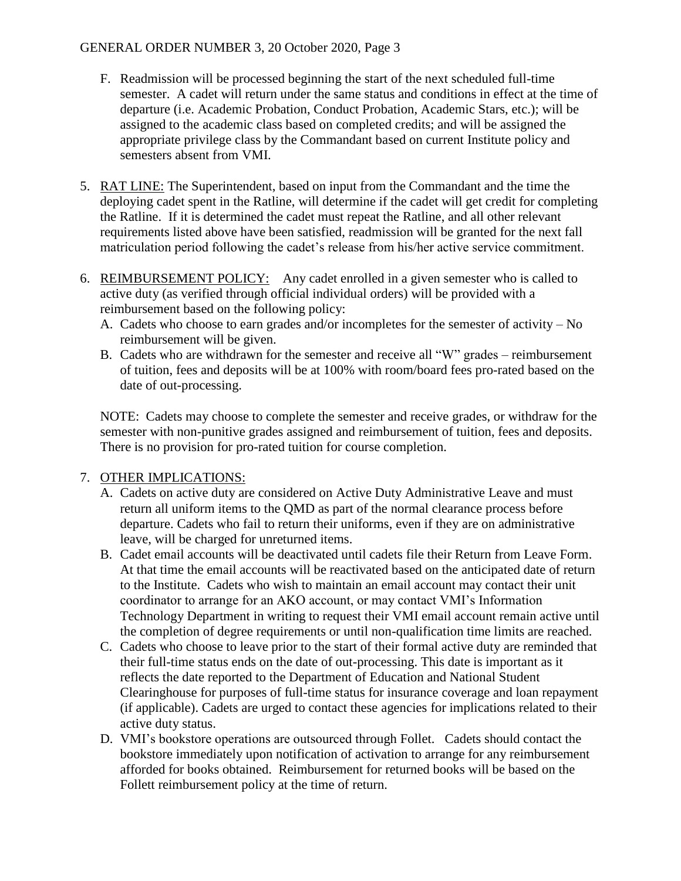F. Readmission will be processed beginning the start of the next scheduled full-time semester. A cadet will return under the same status and conditions in effect at the time of departure (i.e. Academic Probation, Conduct Probation, Academic Stars, etc.); will be assigned to the academic class based on completed credits; and will be assigned the appropriate privilege class by the Commandant based on current Institute policy and semesters absent from VMI.

5. RAT LINE: The Superintendent, based on input from the Commandant and the time the deploying cadet spent in the Ratline, will determine if the cadet will get credit for completing the Ratline. If it is determined the cadet must repeat the Ratline, and all other relevant requirements listed above have been satisfied, readmission will be granted for the next fall matriculation period following the cadet's release from his/her active service commitment.

6. REIMBURSEMENT POLICY: Any cadet enrolled in a given semester who is called to active duty (as verified through official individual orders) will be provided with a reimbursement based on the following policy:
   A. Cadets who choose to earn grades and/or incompletes for the semester of activity – No reimbursement will be given.
   B. Cadets who are withdrawn for the semester and receive all "W" grades – reimbursement of tuition, fees and deposits will be at 100% with room/board fees pro-rated based on the date of out-processing.

   NOTE: Cadets may choose to complete the semester and receive grades, or withdraw for the semester with non-punitive grades assigned and reimbursement of tuition, fees and deposits. There is no provision for pro-rated tuition for course completion.

7. OTHER IMPLICATIONS:
   A. Cadets on active duty are considered on Active Duty Administrative Leave and must return all uniform items to the QMD as part of the normal clearance process before departure. Cadets who fail to return their uniforms, even if they are on administrative leave, will be charged for unreturned items.
   B. Cadet email accounts will be deactivated until cadets file their Return from Leave Form. At that time the email accounts will be reactivated based on the anticipated date of return to the Institute. Cadets who wish to maintain an email account may contact their unit coordinator to arrange for an AKO account, or may contact VMI's Information Technology Department in writing to request their VMI email account remain active until the completion of degree requirements or until non-qualification time limits are reached.
   C. Cadets who choose to leave prior to the start of their formal active duty are reminded that their full-time status ends on the date of out-processing. This date is important as it reflects the date reported to the Department of Education and National Student Clearinghouse for purposes of full-time status for insurance coverage and loan repayment (if applicable). Cadets are urged to contact these agencies for implications related to their active duty status.
   D. VMI's bookstore operations are outsourced through Follet. Cadets should contact the bookstore immediately upon notification of activation to arrange for any reimbursement afforded for books obtained. Reimbursement for returned books will be based on the Follett reimbursement policy at the time of return.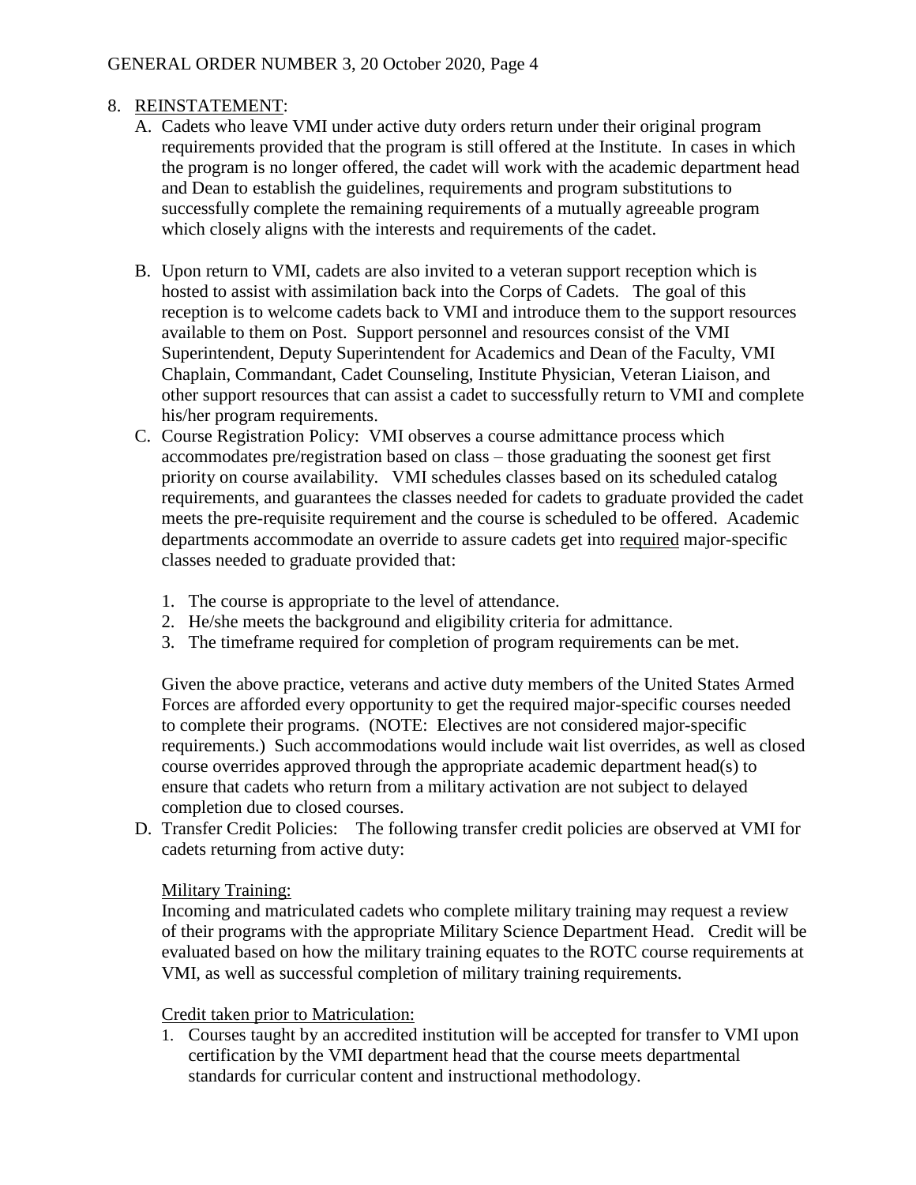8. <u>REINSTATEMENT</u>:

   A. Cadets who leave VMI under active duty orders return under their original program requirements provided that the program is still offered at the Institute. In cases in which the program is no longer offered, the cadet will work with the academic department head and Dean to establish the guidelines, requirements and program substitutions to successfully complete the remaining requirements of a mutually agreeable program which closely aligns with the interests and requirements of the cadet.

   B. Upon return to VMI, cadets are also invited to a veteran support reception which is hosted to assist with assimilation back into the Corps of Cadets. The goal of this reception is to welcome cadets back to VMI and introduce them to the support resources available to them on Post. Support personnel and resources consist of the VMI Superintendent, Deputy Superintendent for Academics and Dean of the Faculty, VMI Chaplain, Commandant, Cadet Counseling, Institute Physician, Veteran Liaison, and other support resources that can assist a cadet to successfully return to VMI and complete his/her program requirements.

   C. Course Registration Policy: VMI observes a course admittance process which accommodates pre/registration based on class – those graduating the soonest get first priority on course availability. VMI schedules classes based on its scheduled catalog requirements, and guarantees the classes needed for cadets to graduate provided the cadet meets the pre-requisite requirement and the course is scheduled to be offered. Academic departments accommodate an override to assure cadets get into <u>required</u> major-specific classes needed to graduate provided that:

      1. The course is appropriate to the level of attendance.
      2. He/she meets the background and eligibility criteria for admittance.
      3. The timeframe required for completion of program requirements can be met.

      Given the above practice, veterans and active duty members of the United States Armed Forces are afforded every opportunity to get the required major-specific courses needed to complete their programs. (NOTE: Electives are not considered major-specific requirements.) Such accommodations would include wait list overrides, as well as closed course overrides approved through the appropriate academic department head(s) to ensure that cadets who return from a military activation are not subject to delayed completion due to closed courses.

   D. Transfer Credit Policies: The following transfer credit policies are observed at VMI for cadets returning from active duty:

      <u>Military Training:</u>

      Incoming and matriculated cadets who complete military training may request a review of their programs with the appropriate Military Science Department Head. Credit will be evaluated based on how the military training equates to the ROTC course requirements at VMI, as well as successful completion of military training requirements.

      <u>Credit taken prior to Matriculation:</u>

      1. Courses taught by an accredited institution will be accepted for transfer to VMI upon certification by the VMI department head that the course meets departmental standards for curricular content and instructional methodology.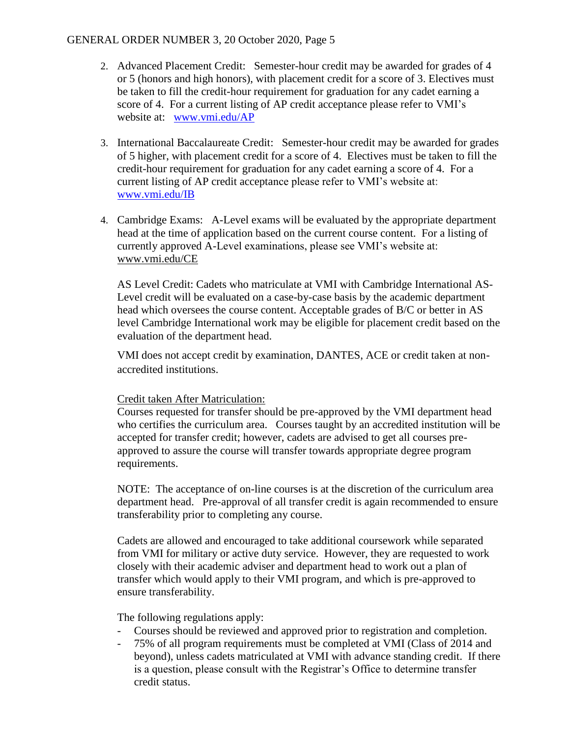2. Advanced Placement Credit: Semester-hour credit may be awarded for grades of 4 or 5 (honors and high honors), with placement credit for a score of 3. Electives must be taken to fill the credit-hour requirement for graduation for any cadet earning a score of 4. For a current listing of AP credit acceptance please refer to VMI's website at: [www.vmi.edu/AP](www.vmi.edu/AP)

3. International Baccalaureate Credit: Semester-hour credit may be awarded for grades of 5 higher, with placement credit for a score of 4. Electives must be taken to fill the credit-hour requirement for graduation for any cadet earning a score of 4. For a current listing of AP credit acceptance please refer to VMI's website at: [www.vmi.edu/IB](www.vmi.edu/IB)

4. Cambridge Exams: A-Level exams will be evaluated by the appropriate department head at the time of application based on the current course content. For a listing of currently approved A-Level examinations, please see VMI's website at: www.vmi.edu/CE

   AS Level Credit: Cadets who matriculate at VMI with Cambridge International AS-Level credit will be evaluated on a case-by-case basis by the academic department head which oversees the course content. Acceptable grades of B/C or better in AS level Cambridge International work may be eligible for placement credit based on the evaluation of the department head.

   VMI does not accept credit by examination, DANTES, ACE or credit taken at non-accredited institutions.

   Credit taken After Matriculation:
   Courses requested for transfer should be pre-approved by the VMI department head who certifies the curriculum area. Courses taught by an accredited institution will be accepted for transfer credit; however, cadets are advised to get all courses pre-approved to assure the course will transfer towards appropriate degree program requirements.

   NOTE: The acceptance of on-line courses is at the discretion of the curriculum area department head. Pre-approval of all transfer credit is again recommended to ensure transferability prior to completing any course.

   Cadets are allowed and encouraged to take additional coursework while separated from VMI for military or active duty service. However, they are requested to work closely with their academic adviser and department head to work out a plan of transfer which would apply to their VMI program, and which is pre-approved to ensure transferability.

   The following regulations apply:

   - Courses should be reviewed and approved prior to registration and completion.
   - 75% of all program requirements must be completed at VMI (Class of 2014 and beyond), unless cadets matriculated at VMI with advance standing credit. If there is a question, please consult with the Registrar's Office to determine transfer credit status.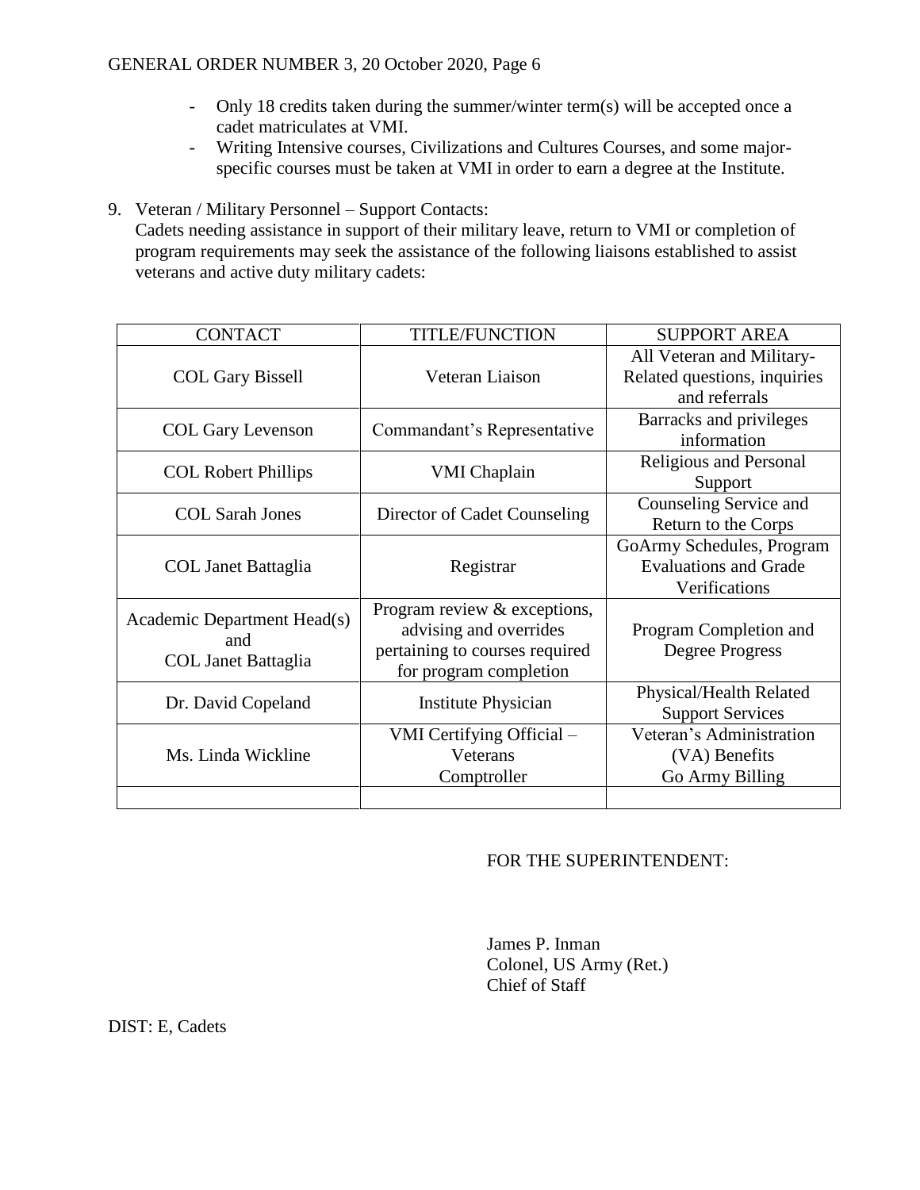- Only 18 credits taken during the summer/winter term(s) will be accepted once a cadet matriculates at VMI.
- Writing Intensive courses, Civilizations and Cultures Courses, and some major-specific courses must be taken at VMI in order to earn a degree at the Institute.

9. Veteran / Military Personnel – Support Contacts:
   Cadets needing assistance in support of their military leave, return to VMI or completion of program requirements may seek the assistance of the following liaisons established to assist veterans and active duty military cadets:

| CONTACT | TITLE/FUNCTION | SUPPORT AREA |
|---|---|---|
| COL Gary Bissell | Veteran Liaison | All Veteran and Military-Related questions, inquiries and referrals |
| COL Gary Levenson | Commandant's Representative | Barracks and privileges information |
| COL Robert Phillips | VMI Chaplain | Religious and Personal Support |
| COL Sarah Jones | Director of Cadet Counseling | Counseling Service and Return to the Corps |
| COL Janet Battaglia | Registrar | GoArmy Schedules, Program Evaluations and Grade Verifications |
| Academic Department Head(s) and COL Janet Battaglia | Program review & exceptions, advising and overrides pertaining to courses required for program completion | Program Completion and Degree Progress |
| Dr. David Copeland | Institute Physician | Physical/Health Related Support Services |
| Ms. Linda Wickline | VMI Certifying Official – Veterans Comptroller | Veteran's Administration (VA) Benefits Go Army Billing |
| | | |

FOR THE SUPERINTENDENT:

James P. Inman
Colonel, US Army (Ret.)
Chief of Staff

DIST: E, Cadets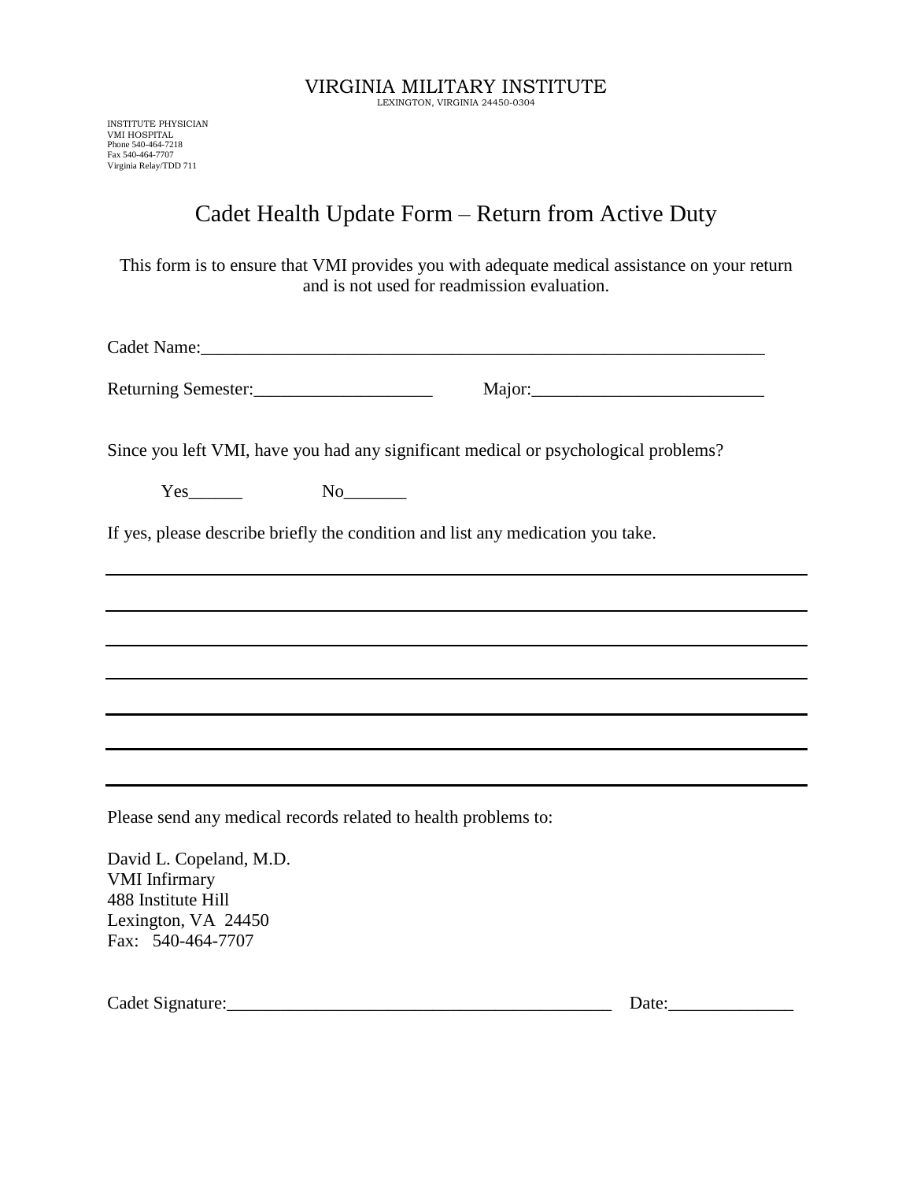VIRGINIA MILITARY INSTITUTE
LEXINGTON, VIRGINIA 24450-0304

INSTITUTE PHYSICIAN
VMI HOSPITAL
Phone 540-464-7218
Fax 540-464-7707
Virginia Relay/TDD 711

# Cadet Health Update Form – Return from Active Duty

This form is to ensure that VMI provides you with adequate medical assistance on your return and is not used for readmission evaluation.

Cadet Name:_________________________________________________________________

Returning Semester:____________________ Major:__________________________

Since you left VMI, have you had any significant medical or psychological problems?

Yes______ No_______

If yes, please describe briefly the condition and list any medication you take.

_______________________________________________________________________________

_______________________________________________________________________________

_______________________________________________________________________________

_______________________________________________________________________________

_______________________________________________________________________________

_______________________________________________________________________________

_______________________________________________________________________________

Please send any medical records related to health problems to:

David L. Copeland, M.D.
VMI Infirmary
488 Institute Hill
Lexington, VA 24450
Fax: 540-464-7707

Cadet Signature:____________________________________________ Date:______________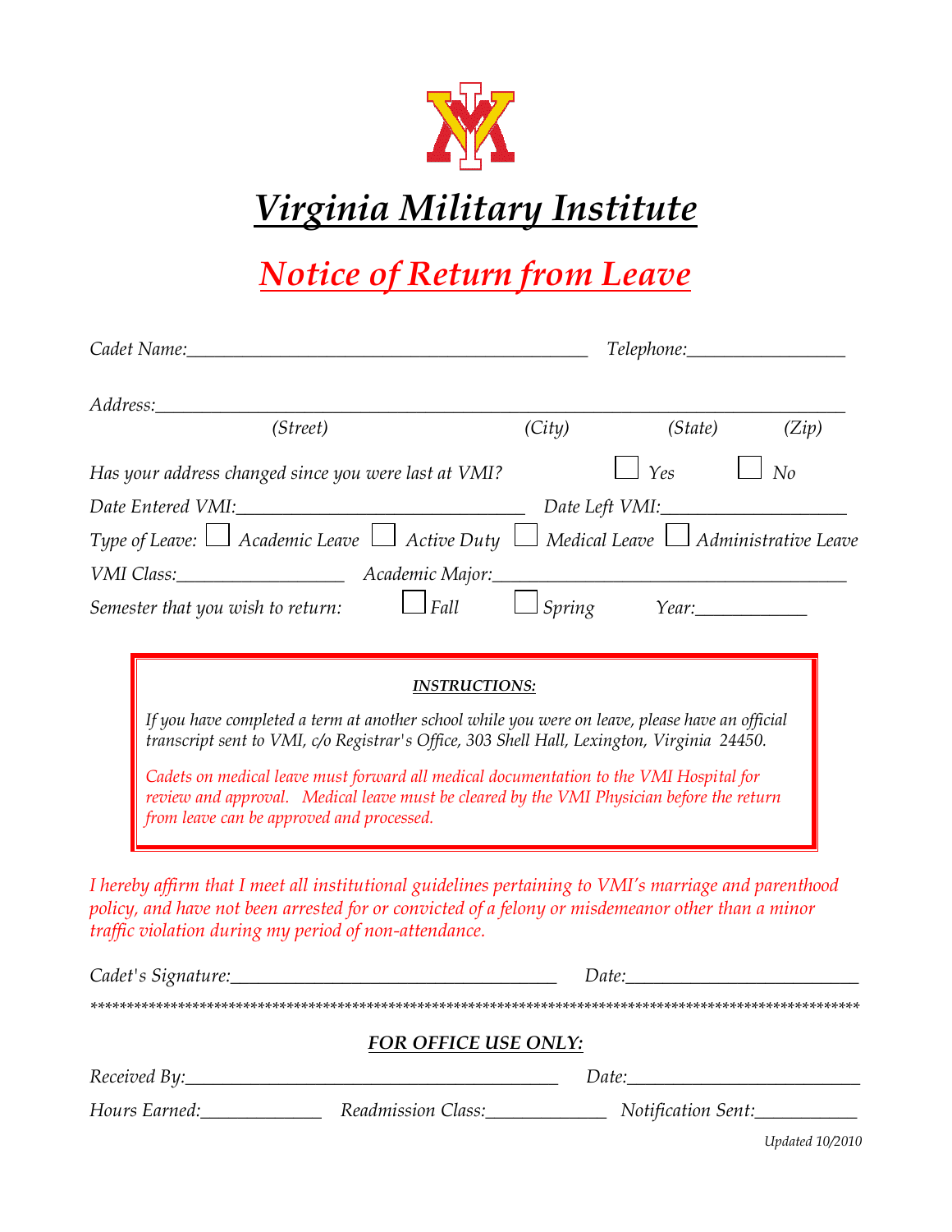# *Virginia Military Institute*

## *Notice of Return from Leave*

*Cadet Name:*_____________________________________________ *Telephone:*_________________

*Address:*___________________________________________________________________________

*(Street)* *(City)* *(State)* *(Zip)*

*Has your address changed since you were last at VMI?* ☐ *Yes* ☐ *No*

*Date Entered VMI:*_______________________________ *Date Left VMI:*___________________

*Type of Leave:* ☐ *Academic Leave* ☐ *Active Duty* ☐ *Medical Leave* ☐ *Administrative Leave*

*VMI Class:*__________________ *Academic Major:*____________________________________

*Semester that you wish to return:* ☐ *Fall* ☐ *Spring* *Year:*____________

***INSTRUCTIONS:***

*If you have completed a term at another school while you were on leave, please have an official transcript sent to VMI, c/o Registrar's Office, 303 Shell Hall, Lexington, Virginia 24450.*

*Cadets on medical leave must forward all medical documentation to the VMI Hospital for review and approval. Medical leave must be cleared by the VMI Physician before the return from leave can be approved and processed.*

*I hereby affirm that I meet all institutional guidelines pertaining to VMI's marriage and parenthood policy, and have not been arrested for or convicted of a felony or misdemeanor other than a minor traffic violation during my period of non-attendance.*

*Cadet's Signature:*___________________________________ *Date:*_________________________

*****************************************************************************************************

***FOR OFFICE USE ONLY:***

*Received By:*_________________________________________ *Date:*_________________________

*Hours Earned:*_____________ *Readmission Class:*_____________ *Notification Sent:*___________

*Updated 10/2010*